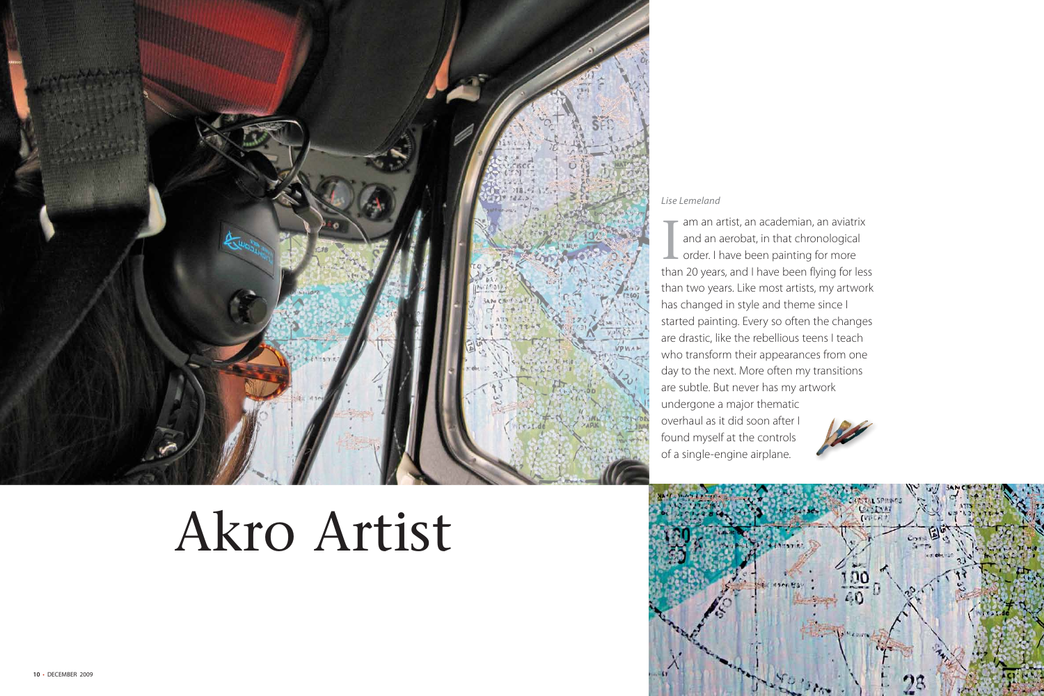# Akro Artist

*Lise Lemeland*

I am an artist, an academian, an aviatrix and an aerobat, in that chronological order. I have been painting for more than 20 years, and I have been flying for less than two years. Like most artists, my artwork has changed in style and theme since I started painting. Every so often the changes are drastic, like the rebellious teens I teach who transform their appearances from one day to the next. More often my transitions are subtle. But never has my artwork undergone a major thematic overhaul as it did soon after I found myself at the controls of a single-engine airplane.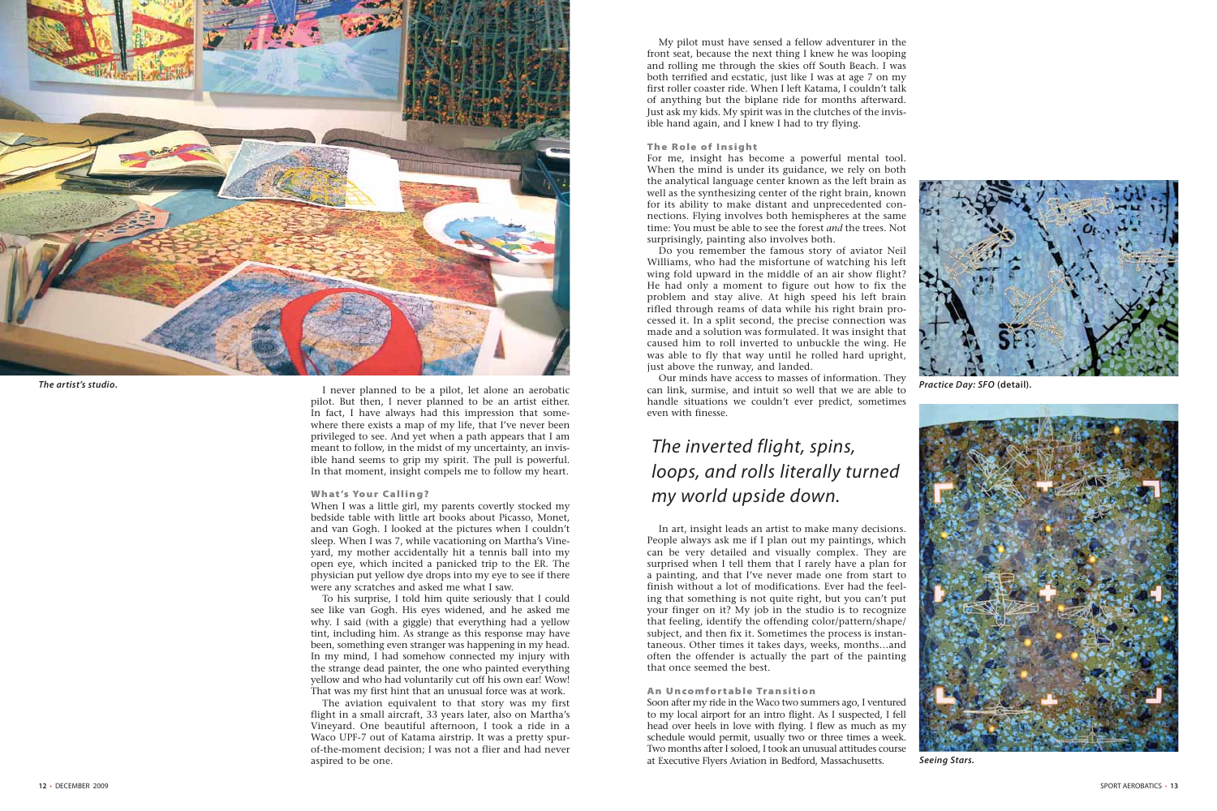*The artist's studio.*

I never planned to be a pilot, let alone an aerobatic pilot. But then, I never planned to be an artist either. In fact, I have always had this impression that somewhere there exists a map of my life, that I've never been privileged to see. And yet when a path appears that I am meant to follow, in the midst of my uncertainty, an invisible hand seems to grip my spirit. The pull is powerful. In that moment, insight compels me to follow my heart.

### What's Your Calling?

When I was a little girl, my parents covertly stocked my bedside table with little art books about Picasso, Monet, and van Gogh. I looked at the pictures when I couldn't sleep. When I was 7, while vacationing on Martha's Vineyard, my mother accidentally hit a tennis ball into my open eye, which incited a panicked trip to the ER. The physician put yellow dye drops into my eye to see if there were any scratches and asked me what I saw.

To his surprise, I told him quite seriously that I could see like van Gogh. His eyes widened, and he asked me why. I said (with a giggle) that everything had a yellow tint, including him. As strange as this response may have been, something even stranger was happening in my head. In my mind, I had somehow connected my injury with the strange dead painter, the one who painted everything yellow and who had voluntarily cut off his own ear! Wow! That was my first hint that an unusual force was at work.

The aviation equivalent to that story was my first flight in a small aircraft, 33 years later, also on Martha's Vineyard. One beautiful afternoon, I took a ride in a Waco UPF-7 out of Katama airstrip. It was a pretty spur-of-the-moment decision; I was not a flier and had never aspired to be one.

My pilot must have sensed a fellow adventurer in the front seat, because the next thing I knew he was looping and rolling me through the skies off South Beach. I was both terrified and ecstatic, just like I was at age 7 on my first roller coaster ride. When I left Katama, I couldn't talk of anything but the biplane ride for months afterward. Just ask my kids. My spirit was in the clutches of the invisible hand again, and I knew I had to try flying.

### The Role of Insight

For me, insight has become a powerful mental tool. When the mind is under its guidance, we rely on both the analytical language center known as the left brain as well as the synthesizing center of the right brain, known for its ability to make distant and unprecedented connections. Flying involves both hemispheres at the same time: You must be able to see the forest *and* the trees. Not surprisingly, painting also involves both.

Do you remember the famous story of aviator Neil Williams, who had the misfortune of watching his left wing fold upward in the middle of an air show flight? He had only a moment to figure out how to fix the problem and stay alive. At high speed his left brain rifled through reams of data while his right brain processed it. In a split second, the precise connection was made and a solution was formulated. It was insight that caused him to roll inverted to unbuckle the wing. He was able to fly that way until he rolled hard upright, just above the runway, and landed.

Our minds have access to masses of information. They can link, surmise, and intuit so well that we are able to handle situations we couldn't ever predict, sometimes even with finesse.

> *The inverted flight, spins, loops, and rolls literally turned my world upside down.*

In art, insight leads an artist to make many decisions. People always ask me if I plan out my paintings, which can be very detailed and visually complex. They are surprised when I tell them that I rarely have a plan for a painting, and that I've never made one from start to finish without a lot of modifications. Ever had the feeling that something is not quite right, but you can't put your finger on it? My job in the studio is to recognize that feeling, identify the offending color/pattern/shape/subject, and then fix it. Sometimes the process is instantaneous. Other times it takes days, weeks, months…and often the offender is actually the part of the painting that once seemed the best.

### An Uncomfortable Transition

Soon after my ride in the Waco two summers ago, I ventured to my local airport for an intro flight. As I suspected, I fell head over heels in love with flying. I flew as much as my schedule would permit, usually two or three times a week. Two months after I soloed, I took an unusual attitudes course at Executive Flyers Aviation in Bedford, Massachusetts.

*Practice Day: SFO* **(detail).**

***Seeing Stars.***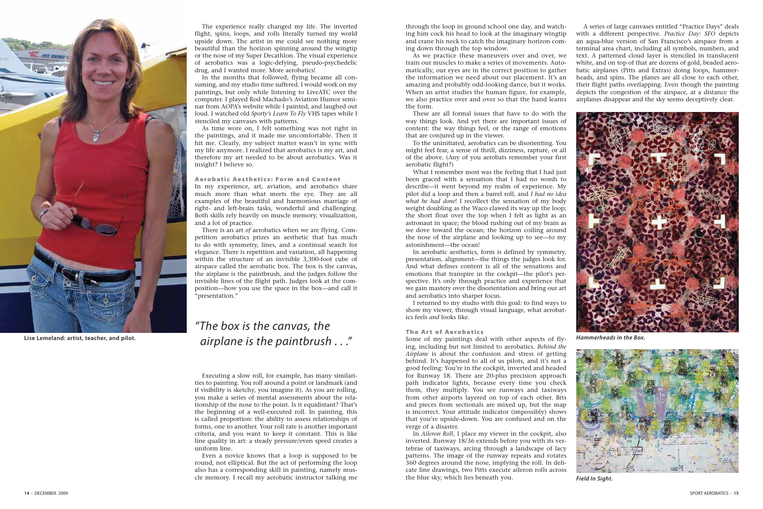Lise Lemeland: artist, teacher, and pilot.

The experience really changed my life. The inverted flight, spins, loops, and rolls literally turned my world upside down. The artist in me could see nothing more beautiful than the horizon spinning around the wingtip or the nose of my Super Decathlon. The visual experience of aerobatics was a logic-defying, pseudo-psychedelic drug, and I wanted more. More aerobatics!

In the months that followed, flying became all consuming, and my studio time suffered. I would work on my paintings, but only while listening to LiveATC over the computer. I played Rod Machado's Aviation Humor seminar from AOPA's website while I painted, and laughed out loud. I watched old *Sporty's Learn To Fly* VHS tapes while I stenciled my canvases with patterns.

As time wore on, I felt something was not right in the paintings, and it made me uncomfortable. Then it hit me. Clearly, my subject matter wasn't in sync with my life anymore. I realized that aerobatics is my art, and therefore my art needed to be about aerobatics. Was it insight? I believe so.

### Aerobatic Aesthetics: Form and Content

In my experience, art, aviation, and aerobatics share much more than what meets the eye. They are all examples of the beautiful and harmonious marriage of right- and left-brain tasks, wonderful and challenging. Both skills rely heavily on muscle memory, visualization, and a lot of practice.

There is an art *of* aerobatics when we are flying. Competition aerobatics prizes an aesthetic that has much to do with symmetry, lines, and a continual search for elegance. There is repetition and variation, all happening within the structure of an invisible 3,300-foot cube of airspace called the aerobatic box. The box is the canvas, the airplane is the paintbrush, and the judges follow the invisible lines of the flight path. Judges look at the composition—how you use the space in the box—and call it "presentation."

*"The box is the canvas, the airplane is the paintbrush . . ."*

Executing a slow roll, for example, has many similarities to painting. You roll around a point or landmark (and if visibility is sketchy, you imagine it). As you are rolling, you make a series of mental assessments about the relationship of the nose to the point. Is it equidistant? That's the beginning of a well-executed roll. In painting, this is called proportion: the ability to assess relationships of forms, one to another. Your roll rate is another important criteria, and you want to keep it constant. This is like line quality in art: a steady pressure/even speed creates a uniform line.

Even a novice knows that a loop is supposed to be round, not elliptical. But the act of performing the loop also has a corresponding skill in painting, namely muscle memory. I recall my aerobatic instructor talking me through the loop in ground school one day, and watching him cock his head to look at the imaginary wingtip and crane his neck to catch the imaginary horizon coming down through the top window.

As we practice these maneuvers over and over, we train our muscles to make a series of movements. Automatically, our eyes are in the correct position to gather the information we need about our placement. It's an amazing and probably odd-looking dance, but it works. When an artist studies the human figure, for example, we also practice over and over so that the hand learns the form.

These are all formal issues that have to do with the way things look. And yet there are important issues of content: the way things feel, or the range of emotions that are conjured up in the viewer.

To the uninitiated, aerobatics can be disorienting. You might feel fear, a sense of thrill, dizziness, rapture, or all of the above. (Any of you aerobats remember your first aerobatic flight?)

What I remember most was the feeling that I had just been graced with a sensation that I had no words to describe—it went beyond my realm of experience. My pilot did a loop and then a barrel roll, and *I had no idea what he had done*! I recollect the sensation of my body weight doubling as the Waco clawed its way up the loop; the short float over the top when I felt as light as an astronaut in space; the blood rushing out of my brain as we dove toward the ocean; the horizon coiling around the nose of the airplane and looking up to see—to my astonishment—the ocean!

In aerobatic aesthetics, form is defined by symmetry, presentation, alignment—the things the judges look for. And what defines content is all of the sensations and emotions that transpire in the cockpit—the pilot's perspective. It's only through practice and experience that we gain mastery over the disorientation and bring our art and aerobatics into sharper focus.

I returned to my studio with this goal: to find ways to show my viewer, through visual language, what aerobatics feels *and* looks like.

### The Art of Aerobatics

Some of my paintings deal with other aspects of flying, including but not limited to aerobatics. *Behind the Airplane* is about the confusion and stress of getting behind. It's happened to all of us pilots, and it's not a good feeling: You're in the cockpit, inverted and headed for Runway 18. There are 20-plus precision approach path indicator lights, because every time you check them, they multiply. You see runways and taxiways from other airports layered on top of each other. Bits and pieces from sectionals are mixed up, but the map is incorrect. Your attitude indicator (impossibly) shows that you're upside-down. You are confused and on the verge of a disaster.

In *Aileron Roll*, I place my viewer in the cockpit, also inverted. Runway 18/36 extends before you with its vertebrae of taxiways, arcing through a landscape of lacy patterns. The image of the runway repeats and rotates 360 degrees around the nose, implying the roll. In delicate line drawings, two Pitts execute aileron rolls across the blue sky, which lies beneath you.

A series of large canvases entitled "Practice Days" deals with a different perspective. *Practice Day: SFO* depicts an aqua-blue version of San Francisco's airspace from a terminal area chart, including all symbols, numbers, and text. A patterned cloud layer is stenciled in translucent white, and on top of that are dozens of gold, beaded aerobatic airplanes (Pitts and Extras) doing loops, hammerheads, and spins. The planes are all close to each other, their flight paths overlapping. Even though the painting depicts the congestion of the airspace, at a distance the airplanes disappear and the sky seems deceptively clear.

*Hammerheads in the Box.*

*Field In Sight.*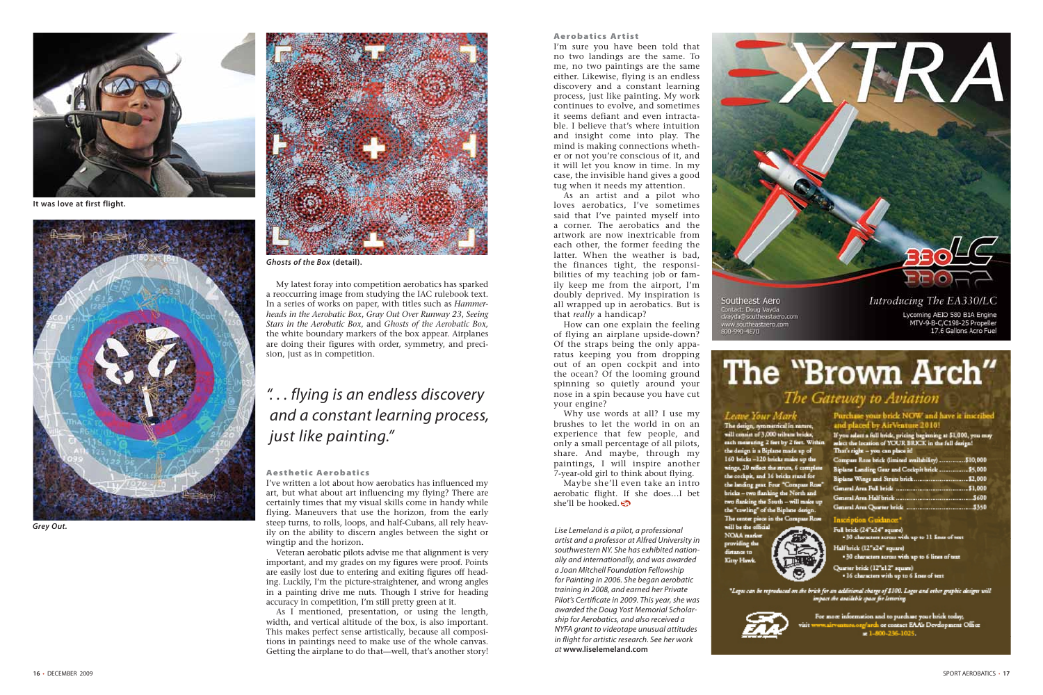It was love at first flight.

*Ghosts of the Box* (detail).

My latest foray into competition aerobatics has sparked a reoccurring image from studying the IAC rulebook text. In a series of works on paper, with titles such as *Hammerheads in the Aerobatic Box*, *Gray Out Over Runway 23*, *Seeing Stars in the Aerobatic Box*, and *Ghosts of the Aerobatic Box,* the white boundary markers of the box appear. Airplanes are doing their figures with order, symmetry, and precision, just as in competition.

> *". . . flying is an endless discovery and a constant learning process, just like painting."*

*Grey Out.*

### Aesthetic Aerobatics

I've written a lot about how aerobatics has influenced my art, but what about art influencing my flying? There are certainly times that my visual skills come in handy while flying. Maneuvers that use the horizon, from the early steep turns, to rolls, loops, and half-Cubans, all rely heavily on the ability to discern angles between the sight or wingtip and the horizon.

Veteran aerobatic pilots advise me that alignment is very important, and my grades on my figures were proof. Points are easily lost due to entering and exiting figures off heading. Luckily, I'm the picture-straightener, and wrong angles in a painting drive me nuts. Though I strive for heading accuracy in competition, I'm still pretty green at it.

As I mentioned, presentation, or using the length, width, and vertical altitude of the box, is also important. This makes perfect sense artistically, because all compositions in paintings need to make use of the whole canvas. Getting the airplane to do that—well, that's another story!

### Aerobatics Artist

I'm sure you have been told that no two landings are the same. To me, no two paintings are the same either. Likewise, flying is an endless discovery and a constant learning process, just like painting. My work continues to evolve, and sometimes it seems defiant and even intractable. I believe that's where intuition and insight come into play. The mind is making connections whether or not you're conscious of it, and it will let you know in time. In my case, the invisible hand gives a good tug when it needs my attention.

As an artist and a pilot who loves aerobatics, I've sometimes said that I've painted myself into a corner. The aerobatics and the artwork are now inextricable from each other, the former feeding the latter. When the weather is bad, the finances tight, the responsibilities of my teaching job or family keep me from the airport, I'm doubly deprived. My inspiration is all wrapped up in aerobatics. But is that *really* a handicap?

How can one explain the feeling of flying an airplane upside-down? Of the straps being the only apparatus keeping you from dropping out of an open cockpit and into the ocean? Of the looming ground spinning so quietly around your nose in a spin because you have cut your engine?

Why use words at all? I use my brushes to let the world in on an experience that few people, and only a small percentage of all pilots, share. And maybe, through my paintings, I will inspire another 7-year-old girl to think about flying.

Maybe she'll even take an intro aerobatic flight. If she does…I bet she'll be hooked.

*Lise Lemeland is a pilot, a professional artist and a professor at Alfred University in southwestern NY. She has exhibited nationally and internationally, and was awarded a Joan Mitchell Foundation Fellowship for Painting in 2006. She began aerobatic training in 2008, and earned her Private Pilot's Certificate in 2009. This year, she was awarded the Doug Yost Memorial Scholarship for Aerobatics, and also received a NYFA grant to videotape unusual attitudes in flight for artistic research. See her work at* **www.liselemeland.com**

---

XTRA 330LC

Southeast Aero
Contact: Doug Vayda
dvayda@southeastaero.com
www.southeastaero.com
800-990-4870

*Introducing The EA330/LC*

Lycoming AEIO 580 B1A Engine
MTV-9-B-C/C198-25 Propeller
17.6 Gallons Acro Fuel

---

# The "Brown Arch"

## *The Gateway to Aviation*

*Leave Your Mark*

The design, symmetrical in nature, will consist of 3,000 tribute bricks, each measuring 2 feet by 2 feet. Within the design is a Biplane made up of 160 bricks – 120 bricks make up the wings, 20 reflect the struts, 6 complete the cockpit, and 16 bricks stand for the landing gear. Four "Compass Rose" bricks – two flanking the North and two flanking the South – will make up the "cowling" of the Biplane design. The center piece in the Compass Rose will be the official NOAA marker providing the distance to Kitty Hawk.

**Purchase your brick NOW and have it inscribed and placed by AirVenture 2010!**

If you select a full brick, pricing beginning at $1,000, you may select the location of YOUR BRICK in the full design! That's right – you can place it!

| | |
|---|---|
| Compass Rose brick (limited availability) | $10,000 |
| Biplane Landing Gear and Cockpit brick | $5,000 |
| Biplane Wings and Struts brick | $2,000 |
| General Area Full brick | $1,000 |
| General Area Half brick | $600 |
| General Area Quarter brick | $350 |

**Inscription Guidance:***

Full brick (24"x24" square)
- 30 characters across with up to 11 lines of text

Half brick (12"x24" square)
- 30 characters across with up to 6 lines of text

Quarter brick (12"x12" square)
- 16 characters with up to 6 lines of text

*Logos can be reproduced on the brick for an additional charge of $100. Logos and other graphic designs will impact the available space for lettering.

For more information and to purchase your brick today, visit www.airventure.org/arch or contact EAA's Development Office at 1-800-236-1025.